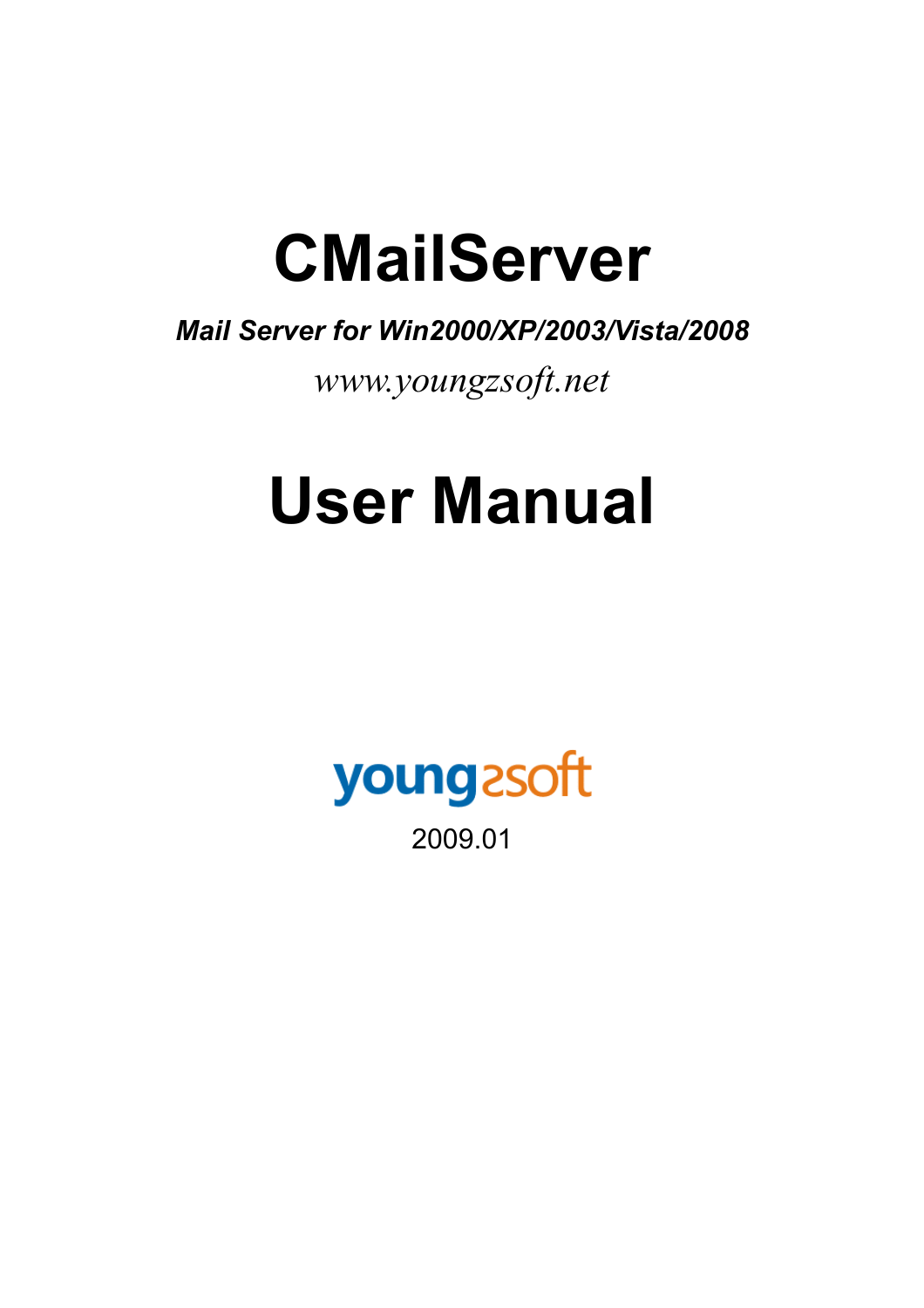# CMailServer

***Mail Server for Win2000/XP/2003/Vista/2008***

*www.youngzsoft.net*

# User Manual

youngzsoft

2009.01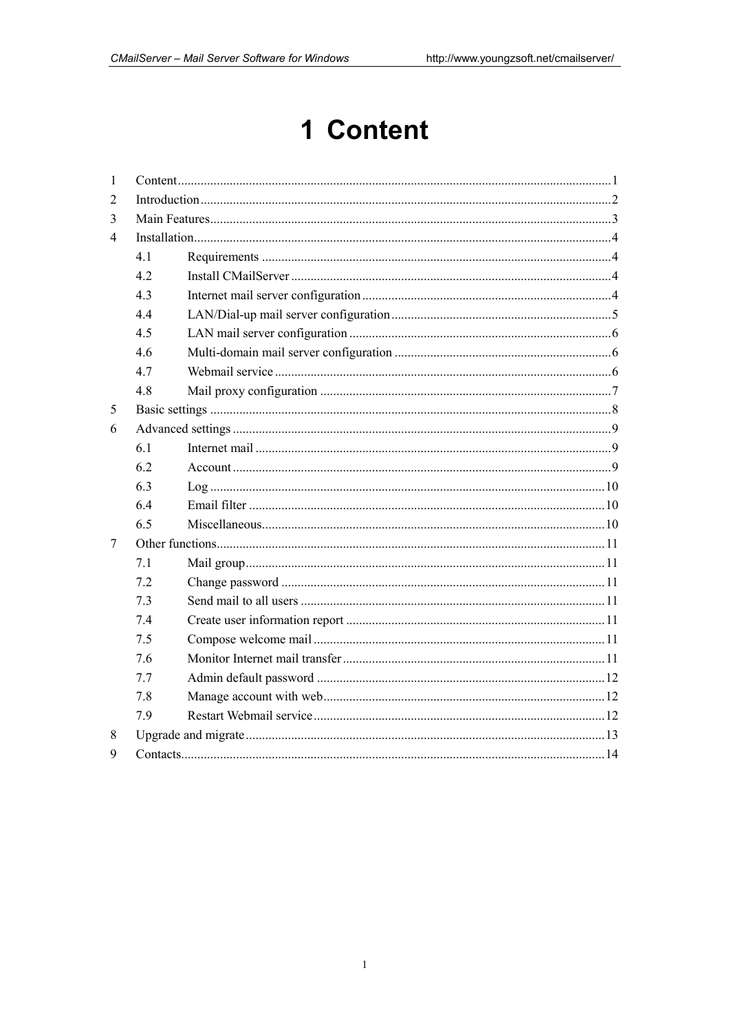# 1 Content

1 Content ........................................................ 1
2 Introduction ........................................................ 2
3 Main Features ........................................................ 3
4 Installation ........................................................ 4
  4.1 Requirements ........................................................ 4
  4.2 Install CMailServer ........................................................ 4
  4.3 Internet mail server configuration ........................................................ 4
  4.4 LAN/Dial-up mail server configuration ........................................................ 5
  4.5 LAN mail server configuration ........................................................ 6
  4.6 Multi-domain mail server configuration ........................................................ 6
  4.7 Webmail service ........................................................ 6
  4.8 Mail proxy configuration ........................................................ 7
5 Basic settings ........................................................ 8
6 Advanced settings ........................................................ 9
  6.1 Internet mail ........................................................ 9
  6.2 Account ........................................................ 9
  6.3 Log ........................................................ 10
  6.4 Email filter ........................................................ 10
  6.5 Miscellaneous ........................................................ 10
7 Other functions ........................................................ 11
  7.1 Mail group ........................................................ 11
  7.2 Change password ........................................................ 11
  7.3 Send mail to all users ........................................................ 11
  7.4 Create user information report ........................................................ 11
  7.5 Compose welcome mail ........................................................ 11
  7.6 Monitor Internet mail transfer ........................................................ 11
  7.7 Admin default password ........................................................ 12
  7.8 Manage account with web ........................................................ 12
  7.9 Restart Webmail service ........................................................ 12
8 Upgrade and migrate ........................................................ 13
9 Contacts ........................................................ 14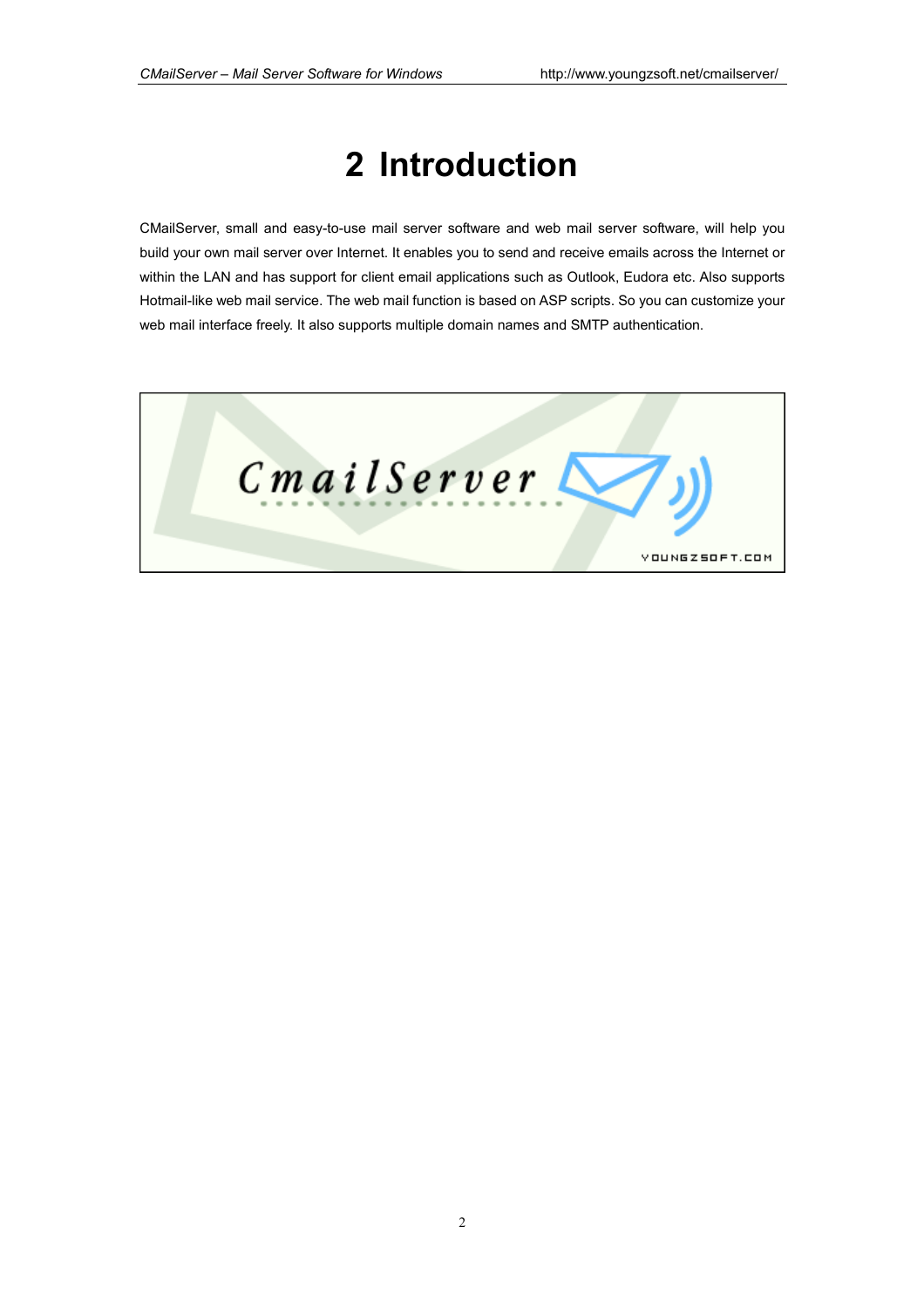# 2 Introduction

CMailServer, small and easy-to-use mail server software and web mail server software, will help you build your own mail server over Internet. It enables you to send and receive emails across the Internet or within the LAN and has support for client email applications such as Outlook, Eudora etc. Also supports Hotmail-like web mail service. The web mail function is based on ASP scripts. So you can customize your web mail interface freely. It also supports multiple domain names and SMTP authentication.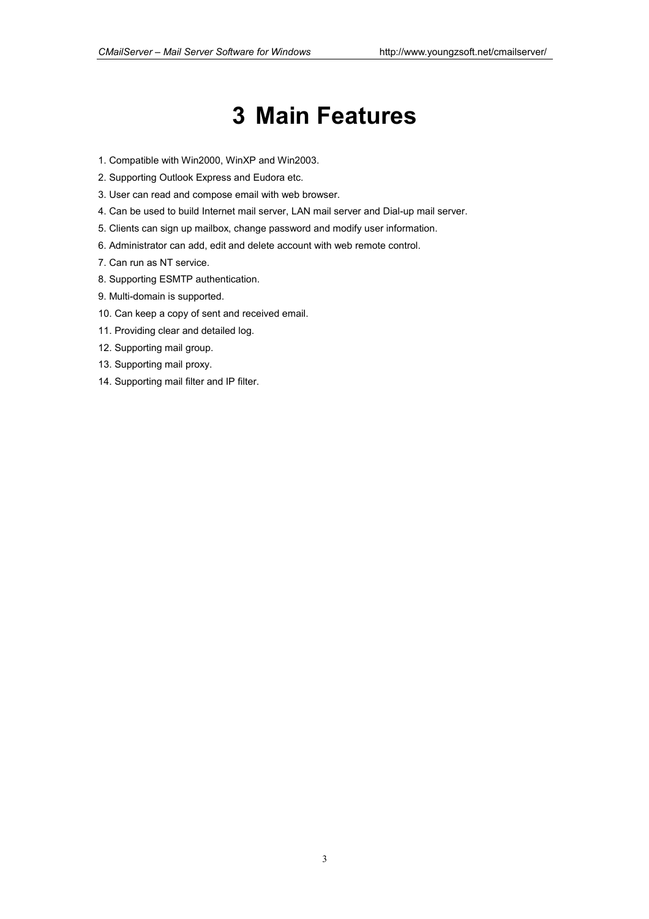# 3 Main Features

1. Compatible with Win2000, WinXP and Win2003.
2. Supporting Outlook Express and Eudora etc.
3. User can read and compose email with web browser.
4. Can be used to build Internet mail server, LAN mail server and Dial-up mail server.
5. Clients can sign up mailbox, change password and modify user information.
6. Administrator can add, edit and delete account with web remote control.
7. Can run as NT service.
8. Supporting ESMTP authentication.
9. Multi-domain is supported.
10. Can keep a copy of sent and received email.
11. Providing clear and detailed log.
12. Supporting mail group.
13. Supporting mail proxy.
14. Supporting mail filter and IP filter.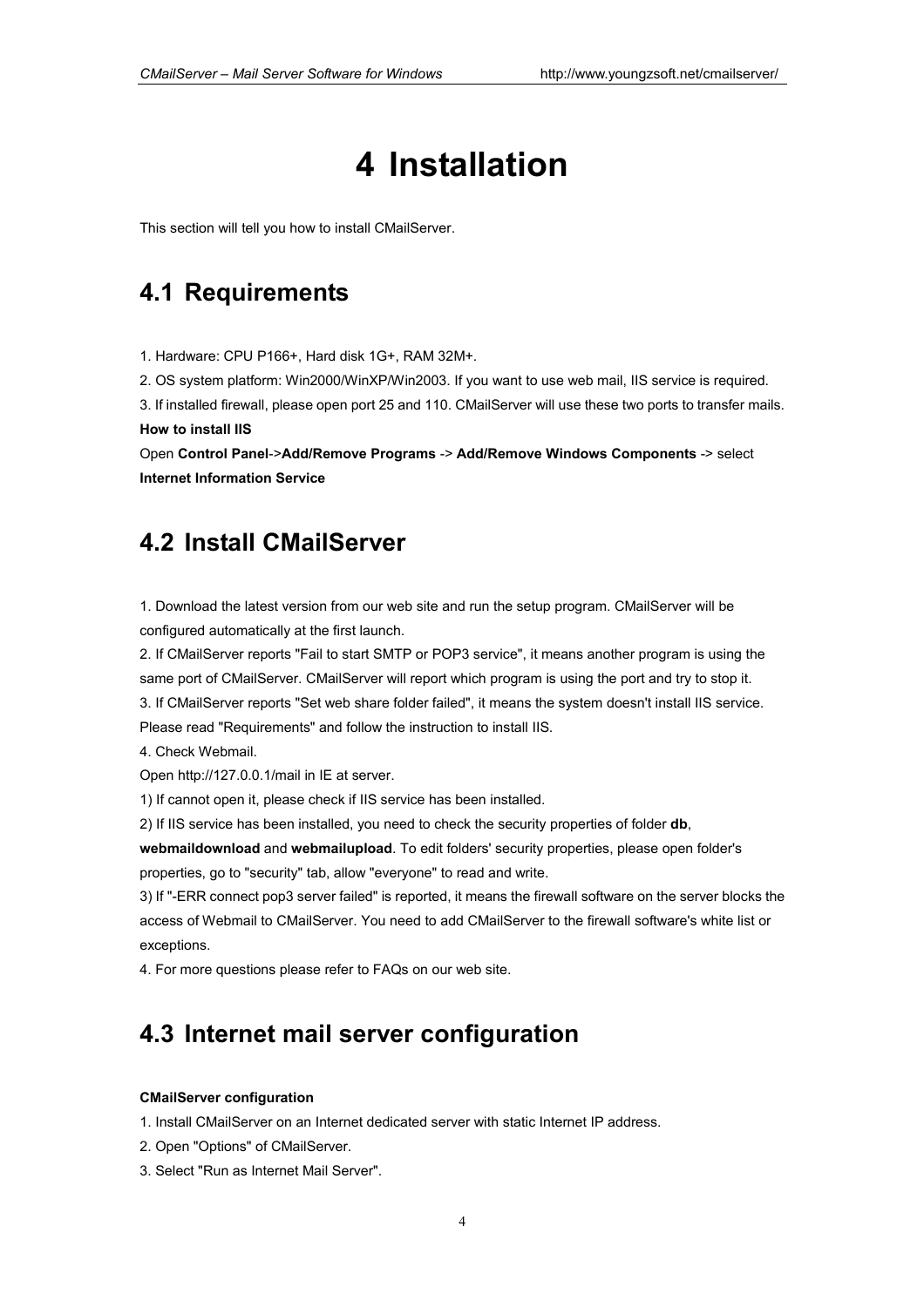# 4 Installation

This section will tell you how to install CMailServer.

## 4.1 Requirements

1. Hardware: CPU P166+, Hard disk 1G+, RAM 32M+.
2. OS system platform: Win2000/WinXP/Win2003. If you want to use web mail, IIS service is required.
3. If installed firewall, please open port 25 and 110. CMailServer will use these two ports to transfer mails.

**How to install IIS**

Open **Control Panel**->**Add/Remove Programs** -> **Add/Remove Windows Components** -> select **Internet Information Service**

## 4.2 Install CMailServer

1. Download the latest version from our web site and run the setup program. CMailServer will be configured automatically at the first launch.
2. If CMailServer reports "Fail to start SMTP or POP3 service", it means another program is using the same port of CMailServer. CMailServer will report which program is using the port and try to stop it.
3. If CMailServer reports "Set web share folder failed", it means the system doesn't install IIS service. Please read "Requirements" and follow the instruction to install IIS.
4. Check Webmail.

Open http://127.0.0.1/mail in IE at server.

1) If cannot open it, please check if IIS service has been installed.

2) If IIS service has been installed, you need to check the security properties of folder **db**, **webmaildownload** and **webmailupload**. To edit folders' security properties, please open folder's properties, go to "security" tab, allow "everyone" to read and write.

3) If "-ERR connect pop3 server failed" is reported, it means the firewall software on the server blocks the access of Webmail to CMailServer. You need to add CMailServer to the firewall software's white list or exceptions.

4. For more questions please refer to FAQs on our web site.

## 4.3 Internet mail server configuration

**CMailServer configuration**

1. Install CMailServer on an Internet dedicated server with static Internet IP address.
2. Open "Options" of CMailServer.
3. Select "Run as Internet Mail Server".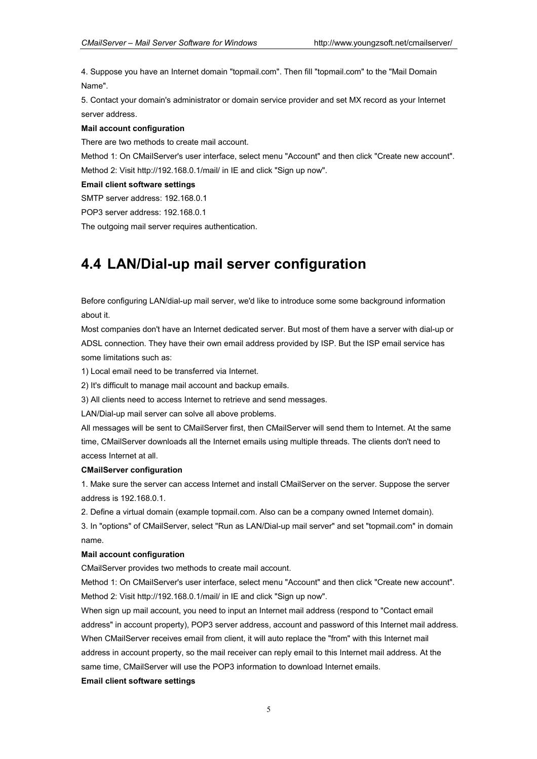4. Suppose you have an Internet domain "topmail.com". Then fill "topmail.com" to the "Mail Domain Name".

5. Contact your domain's administrator or domain service provider and set MX record as your Internet server address.

**Mail account configuration**

There are two methods to create mail account.

Method 1: On CMailServer's user interface, select menu "Account" and then click "Create new account".

Method 2: Visit http://192.168.0.1/mail/ in IE and click "Sign up now".

**Email client software settings**

SMTP server address: 192.168.0.1

POP3 server address: 192.168.0.1

The outgoing mail server requires authentication.

## 4.4 LAN/Dial-up mail server configuration

Before configuring LAN/dial-up mail server, we'd like to introduce some some background information about it.

Most companies don't have an Internet dedicated server. But most of them have a server with dial-up or ADSL connection. They have their own email address provided by ISP. But the ISP email service has some limitations such as:

1) Local email need to be transferred via Internet.

2) It's difficult to manage mail account and backup emails.

3) All clients need to access Internet to retrieve and send messages.

LAN/Dial-up mail server can solve all above problems.

All messages will be sent to CMailServer first, then CMailServer will send them to Internet. At the same time, CMailServer downloads all the Internet emails using multiple threads. The clients don't need to access Internet at all.

**CMailServer configuration**

1. Make sure the server can access Internet and install CMailServer on the server. Suppose the server address is 192.168.0.1.

2. Define a virtual domain (example topmail.com. Also can be a company owned Internet domain).

3. In "options" of CMailServer, select "Run as LAN/Dial-up mail server" and set "topmail.com" in domain name.

**Mail account configuration**

CMailServer provides two methods to create mail account.

Method 1: On CMailServer's user interface, select menu "Account" and then click "Create new account".

Method 2: Visit http://192.168.0.1/mail/ in IE and click "Sign up now".

When sign up mail account, you need to input an Internet mail address (respond to "Contact email address" in account property), POP3 server address, account and password of this Internet mail address. When CMailServer receives email from client, it will auto replace the "from" with this Internet mail address in account property, so the mail receiver can reply email to this Internet mail address. At the same time, CMailServer will use the POP3 information to download Internet emails.

**Email client software settings**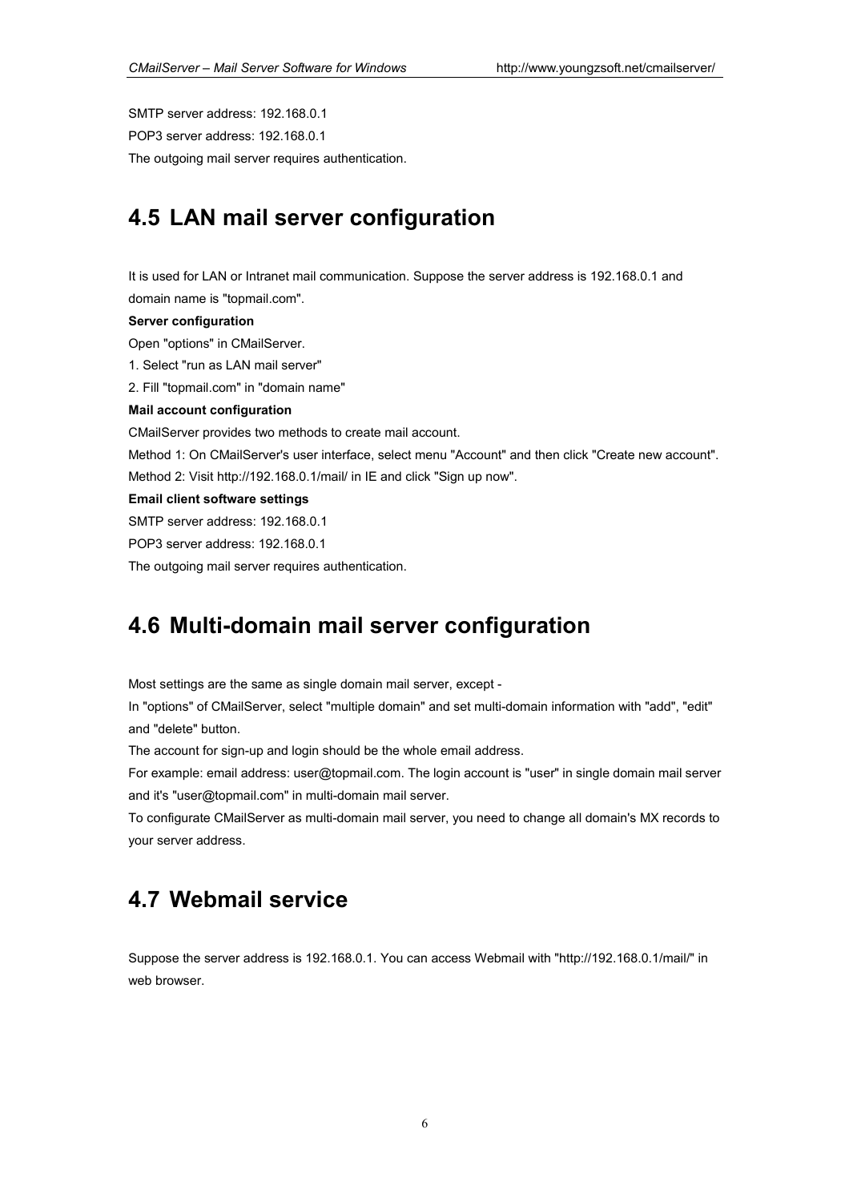SMTP server address: 192.168.0.1

POP3 server address: 192.168.0.1

The outgoing mail server requires authentication.

## 4.5 LAN mail server configuration

It is used for LAN or Intranet mail communication. Suppose the server address is 192.168.0.1 and domain name is "topmail.com".

**Server configuration**

Open "options" in CMailServer.

1. Select "run as LAN mail server"
2. Fill "topmail.com" in "domain name"

**Mail account configuration**

CMailServer provides two methods to create mail account.

Method 1: On CMailServer's user interface, select menu "Account" and then click "Create new account".

Method 2: Visit http://192.168.0.1/mail/ in IE and click "Sign up now".

**Email client software settings**

SMTP server address: 192.168.0.1

POP3 server address: 192.168.0.1

The outgoing mail server requires authentication.

## 4.6 Multi-domain mail server configuration

Most settings are the same as single domain mail server, except -

In "options" of CMailServer, select "multiple domain" and set multi-domain information with "add", "edit" and "delete" button.

The account for sign-up and login should be the whole email address.

For example: email address: user@topmail.com. The login account is "user" in single domain mail server and it's "user@topmail.com" in multi-domain mail server.

To configurate CMailServer as multi-domain mail server, you need to change all domain's MX records to your server address.

## 4.7 Webmail service

Suppose the server address is 192.168.0.1. You can access Webmail with "http://192.168.0.1/mail/" in web browser.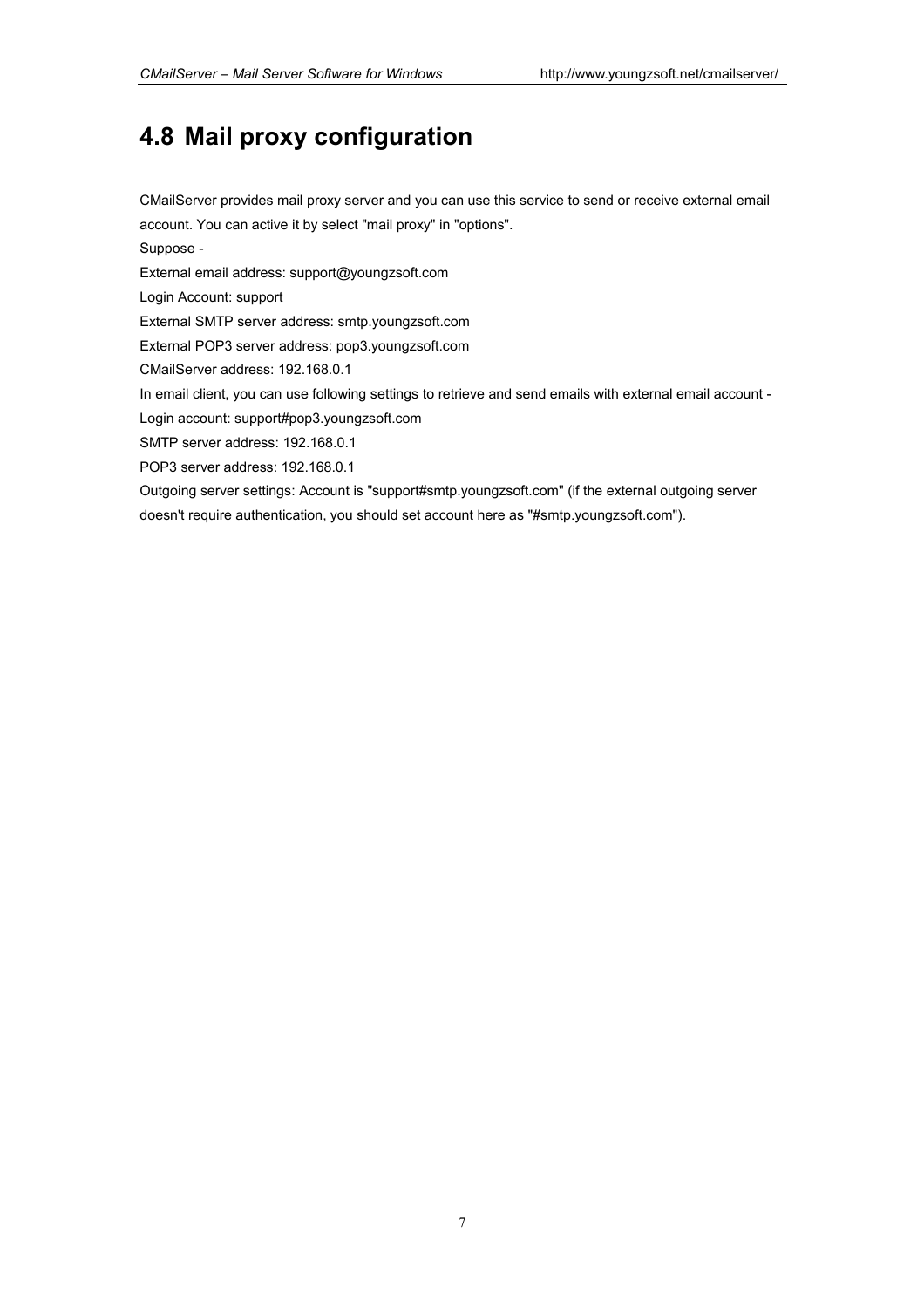## 4.8 Mail proxy configuration

CMailServer provides mail proxy server and you can use this service to send or receive external email account. You can active it by select "mail proxy" in "options".

Suppose -

External email address: support@youngzsoft.com

Login Account: support

External SMTP server address: smtp.youngzsoft.com

External POP3 server address: pop3.youngzsoft.com

CMailServer address: 192.168.0.1

In email client, you can use following settings to retrieve and send emails with external email account -

Login account: support#pop3.youngzsoft.com

SMTP server address: 192.168.0.1

POP3 server address: 192.168.0.1

Outgoing server settings: Account is "support#smtp.youngzsoft.com" (if the external outgoing server doesn't require authentication, you should set account here as "#smtp.youngzsoft.com").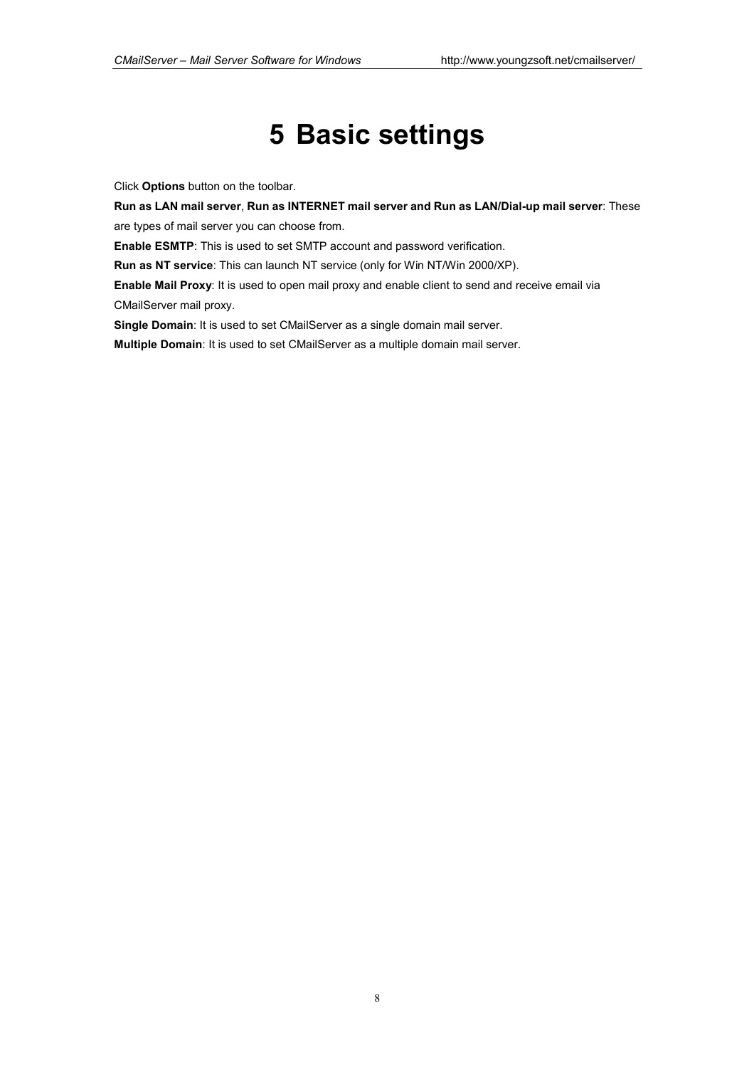# 5 Basic settings

Click **Options** button on the toolbar.

**Run as LAN mail server**, **Run as INTERNET mail server and Run as LAN/Dial-up mail server**: These are types of mail server you can choose from.

**Enable ESMTP**: This is used to set SMTP account and password verification.

**Run as NT service**: This can launch NT service (only for Win NT/Win 2000/XP).

**Enable Mail Proxy**: It is used to open mail proxy and enable client to send and receive email via CMailServer mail proxy.

**Single Domain**: It is used to set CMailServer as a single domain mail server.

**Multiple Domain**: It is used to set CMailServer as a multiple domain mail server.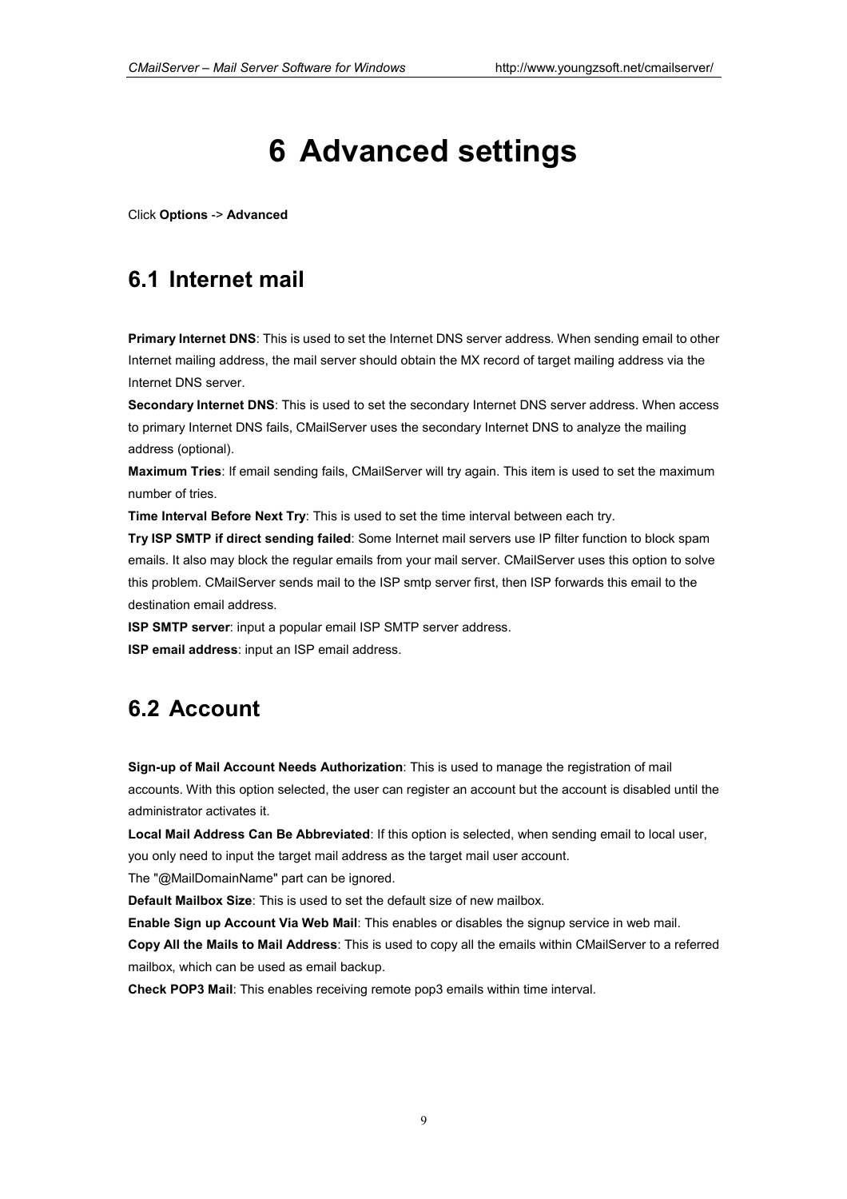# 6 Advanced settings

Click **Options** -> **Advanced**

## 6.1 Internet mail

**Primary Internet DNS**: This is used to set the Internet DNS server address. When sending email to other Internet mailing address, the mail server should obtain the MX record of target mailing address via the Internet DNS server.
**Secondary Internet DNS**: This is used to set the secondary Internet DNS server address. When access to primary Internet DNS fails, CMailServer uses the secondary Internet DNS to analyze the mailing address (optional).
**Maximum Tries**: If email sending fails, CMailServer will try again. This item is used to set the maximum number of tries.
**Time Interval Before Next Try**: This is used to set the time interval between each try.
**Try ISP SMTP if direct sending failed**: Some Internet mail servers use IP filter function to block spam emails. It also may block the regular emails from your mail server. CMailServer uses this option to solve this problem. CMailServer sends mail to the ISP smtp server first, then ISP forwards this email to the destination email address.
**ISP SMTP server**: input a popular email ISP SMTP server address.
**ISP email address**: input an ISP email address.

## 6.2 Account

**Sign-up of Mail Account Needs Authorization**: This is used to manage the registration of mail accounts. With this option selected, the user can register an account but the account is disabled until the administrator activates it.
**Local Mail Address Can Be Abbreviated**: If this option is selected, when sending email to local user, you only need to input the target mail address as the target mail user account.
The "@MailDomainName" part can be ignored.
**Default Mailbox Size**: This is used to set the default size of new mailbox.
**Enable Sign up Account Via Web Mail**: This enables or disables the signup service in web mail.
**Copy All the Mails to Mail Address**: This is used to copy all the emails within CMailServer to a referred mailbox, which can be used as email backup.
**Check POP3 Mail**: This enables receiving remote pop3 emails within time interval.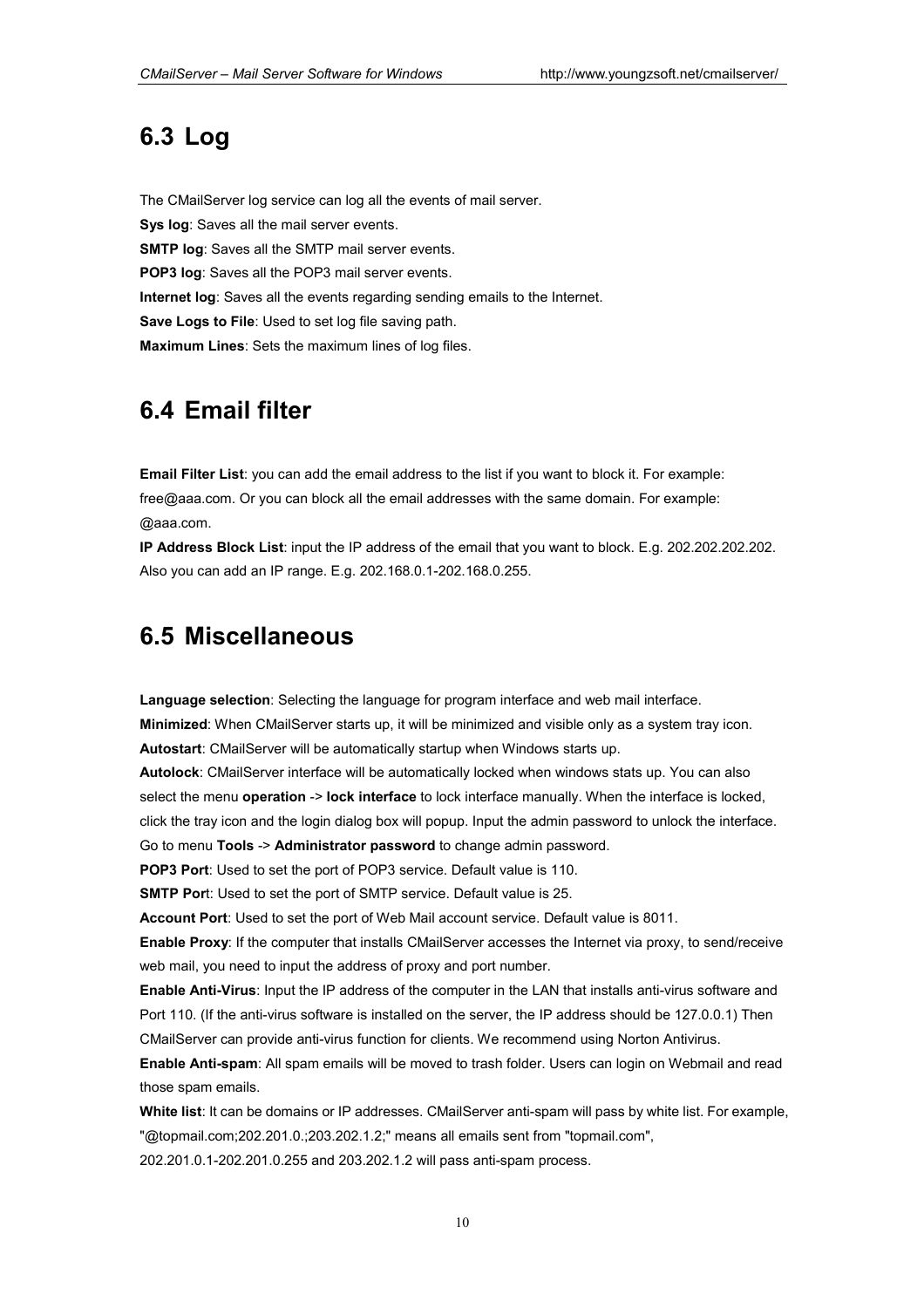## 6.3 Log

The CMailServer log service can log all the events of mail server.

**Sys log**: Saves all the mail server events.

**SMTP log**: Saves all the SMTP mail server events.

**POP3 log**: Saves all the POP3 mail server events.

**Internet log**: Saves all the events regarding sending emails to the Internet.

**Save Logs to File**: Used to set log file saving path.

**Maximum Lines**: Sets the maximum lines of log files.

## 6.4 Email filter

**Email Filter List**: you can add the email address to the list if you want to block it. For example: free@aaa.com. Or you can block all the email addresses with the same domain. For example: @aaa.com.

**IP Address Block List**: input the IP address of the email that you want to block. E.g. 202.202.202.202. Also you can add an IP range. E.g. 202.168.0.1-202.168.0.255.

## 6.5 Miscellaneous

**Language selection**: Selecting the language for program interface and web mail interface.

**Minimized**: When CMailServer starts up, it will be minimized and visible only as a system tray icon.

**Autostart**: CMailServer will be automatically startup when Windows starts up.

**Autolock**: CMailServer interface will be automatically locked when windows stats up. You can also select the menu **operation** -> **lock interface** to lock interface manually. When the interface is locked, click the tray icon and the login dialog box will popup. Input the admin password to unlock the interface. Go to menu **Tools** -> **Administrator password** to change admin password.

**POP3 Port**: Used to set the port of POP3 service. Default value is 110.

**SMTP Port**: Used to set the port of SMTP service. Default value is 25.

**Account Port**: Used to set the port of Web Mail account service. Default value is 8011.

**Enable Proxy**: If the computer that installs CMailServer accesses the Internet via proxy, to send/receive web mail, you need to input the address of proxy and port number.

**Enable Anti-Virus**: Input the IP address of the computer in the LAN that installs anti-virus software and Port 110. (If the anti-virus software is installed on the server, the IP address should be 127.0.0.1) Then CMailServer can provide anti-virus function for clients. We recommend using Norton Antivirus.

**Enable Anti-spam**: All spam emails will be moved to trash folder. Users can login on Webmail and read those spam emails.

**White list**: It can be domains or IP addresses. CMailServer anti-spam will pass by white list. For example, "@topmail.com;202.201.0.;203.202.1.2;" means all emails sent from "topmail.com", 202.201.0.1-202.201.0.255 and 203.202.1.2 will pass anti-spam process.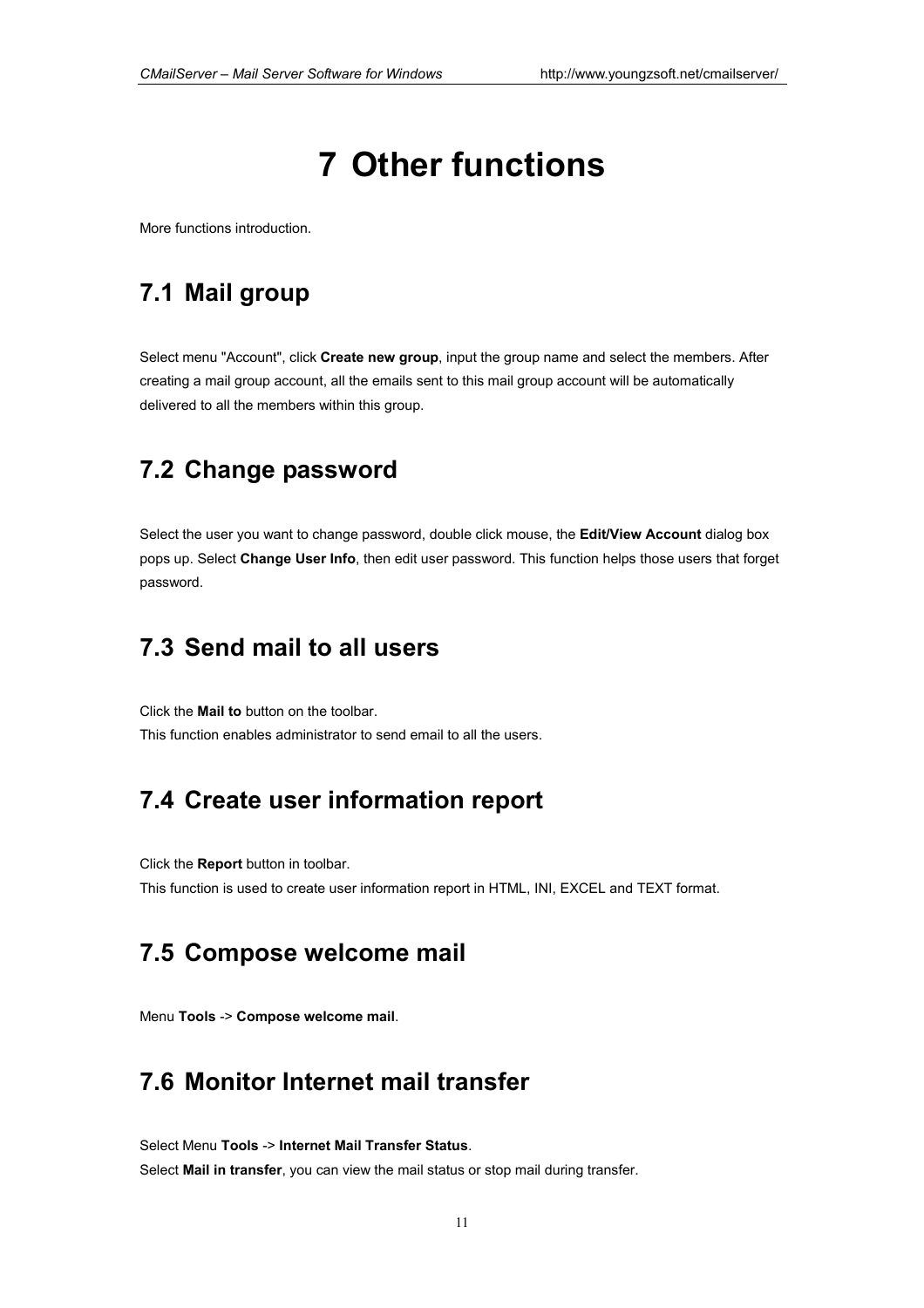# 7 Other functions

More functions introduction.

## 7.1 Mail group

Select menu "Account", click **Create new group**, input the group name and select the members. After creating a mail group account, all the emails sent to this mail group account will be automatically delivered to all the members within this group.

## 7.2 Change password

Select the user you want to change password, double click mouse, the **Edit/View Account** dialog box pops up. Select **Change User Info**, then edit user password. This function helps those users that forget password.

## 7.3 Send mail to all users

Click the **Mail to** button on the toolbar.
This function enables administrator to send email to all the users.

## 7.4 Create user information report

Click the **Report** button in toolbar.
This function is used to create user information report in HTML, INI, EXCEL and TEXT format.

## 7.5 Compose welcome mail

Menu **Tools** -> **Compose welcome mail**.

## 7.6 Monitor Internet mail transfer

Select Menu **Tools** -> **Internet Mail Transfer Status**.
Select **Mail in transfer**, you can view the mail status or stop mail during transfer.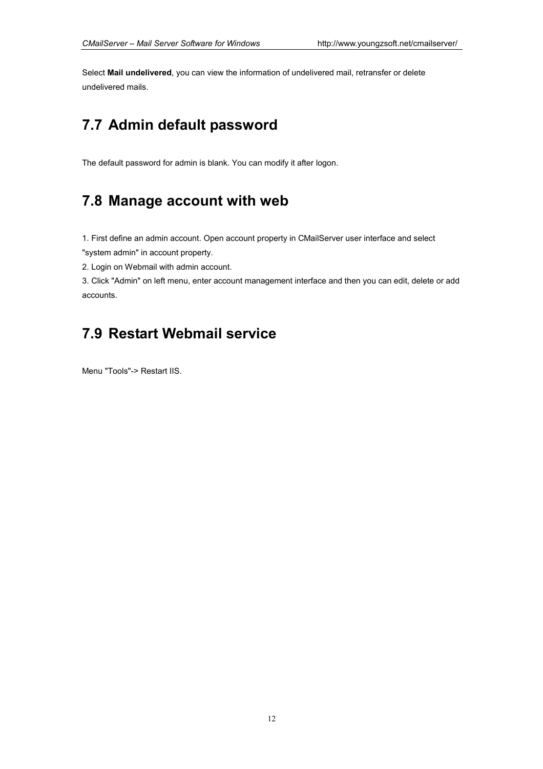Select **Mail undelivered**, you can view the information of undelivered mail, retransfer or delete undelivered mails.

## 7.7 Admin default password

The default password for admin is blank. You can modify it after logon.

## 7.8 Manage account with web

1. First define an admin account. Open account property in CMailServer user interface and select "system admin" in account property.
2. Login on Webmail with admin account.
3. Click "Admin" on left menu, enter account management interface and then you can edit, delete or add accounts.

## 7.9 Restart Webmail service

Menu "Tools"-> Restart IIS.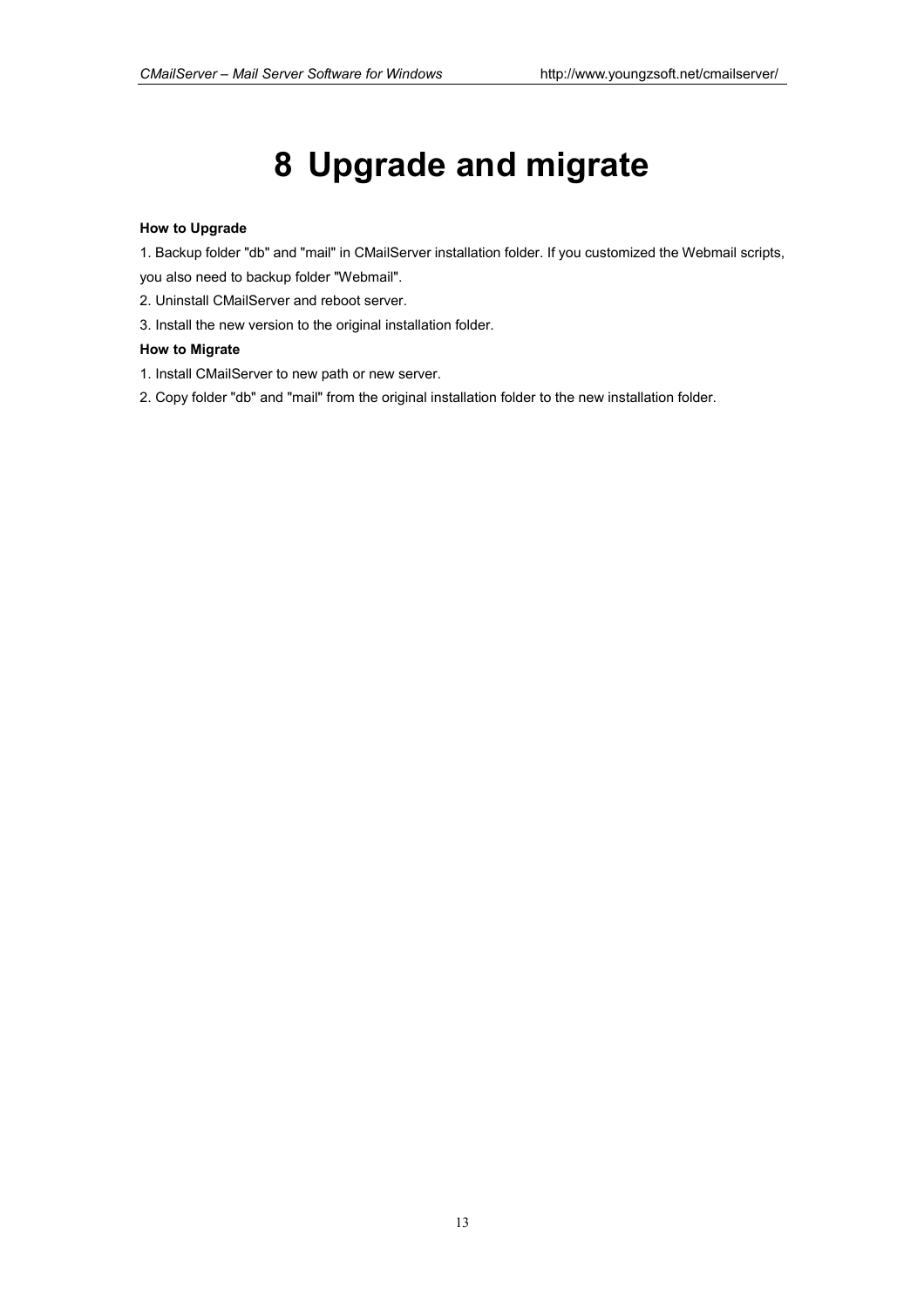# 8 Upgrade and migrate

**How to Upgrade**

1. Backup folder "db" and "mail" in CMailServer installation folder. If you customized the Webmail scripts, you also need to backup folder "Webmail".
2. Uninstall CMailServer and reboot server.
3. Install the new version to the original installation folder.

**How to Migrate**

1. Install CMailServer to new path or new server.
2. Copy folder "db" and "mail" from the original installation folder to the new installation folder.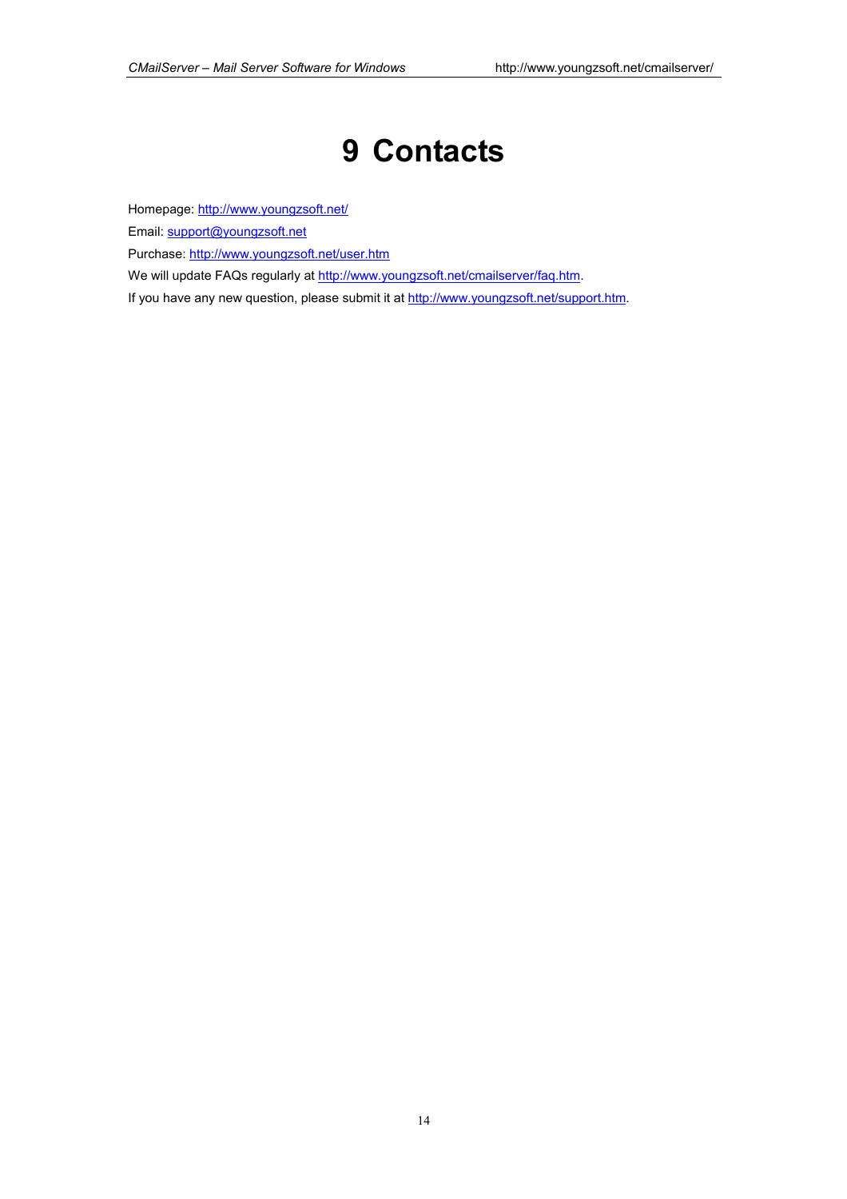# 9 Contacts

Homepage: http://www.youngzsoft.net/

Email: support@youngzsoft.net

Purchase: http://www.youngzsoft.net/user.htm

We will update FAQs regularly at http://www.youngzsoft.net/cmailserver/faq.htm.

If you have any new question, please submit it at http://www.youngzsoft.net/support.htm.